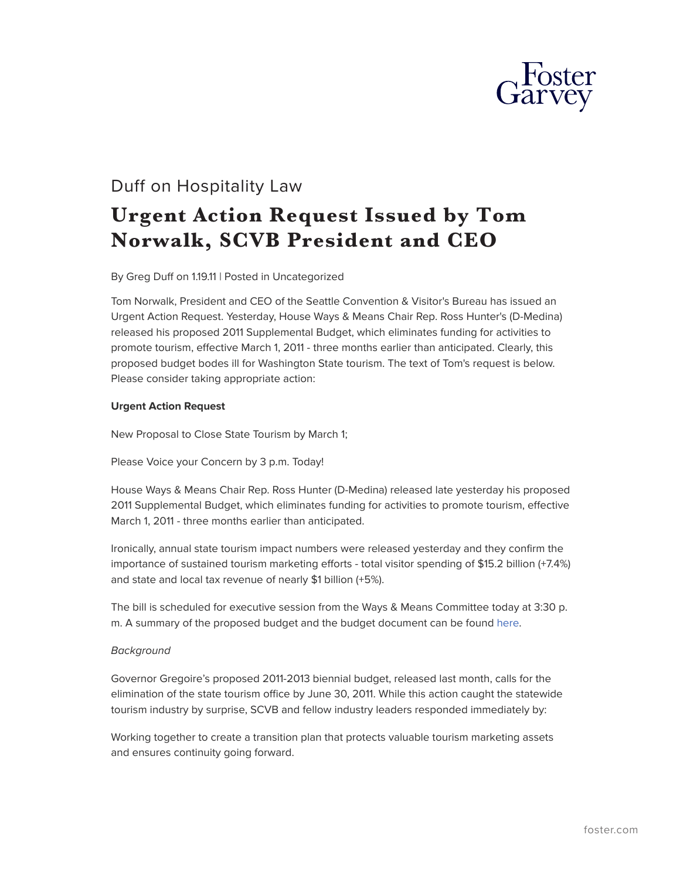Duff on Hospitality Law

# Urgent Action Request Issued by Tom Norwalk, SCVB President and CEO

By Greg Duff on 1.19.11 | Posted in Uncategorized

Tom Norwalk, President and CEO of the Seattle Convention & Visitor's Bureau has issued an Urgent Action Request. Yesterday, House Ways & Means Chair Rep. Ross Hunter's (D-Medina) released his proposed 2011 Supplemental Budget, which eliminates funding for activities to promote tourism, effective March 1, 2011 - three months earlier than anticipated. Clearly, this proposed budget bodes ill for Washington State tourism. The text of Tom's request is below. Please consider taking appropriate action:

**Urgent Action Request**

New Proposal to Close State Tourism by March 1;

Please Voice your Concern by 3 p.m. Today!

House Ways & Means Chair Rep. Ross Hunter (D-Medina) released late yesterday his proposed 2011 Supplemental Budget, which eliminates funding for activities to promote tourism, effective March 1, 2011 - three months earlier than anticipated.

Ironically, annual state tourism impact numbers were released yesterday and they confirm the importance of sustained tourism marketing efforts - total visitor spending of $15.2 billion (+7.4%) and state and local tax revenue of nearly $1 billion (+5%).

The bill is scheduled for executive session from the Ways & Means Committee today at 3:30 p.m. A summary of the proposed budget and the budget document can be found here.

*Background*

Governor Gregoire's proposed 2011-2013 biennial budget, released last month, calls for the elimination of the state tourism office by June 30, 2011. While this action caught the statewide tourism industry by surprise, SCVB and fellow industry leaders responded immediately by:

Working together to create a transition plan that protects valuable tourism marketing assets and ensures continuity going forward.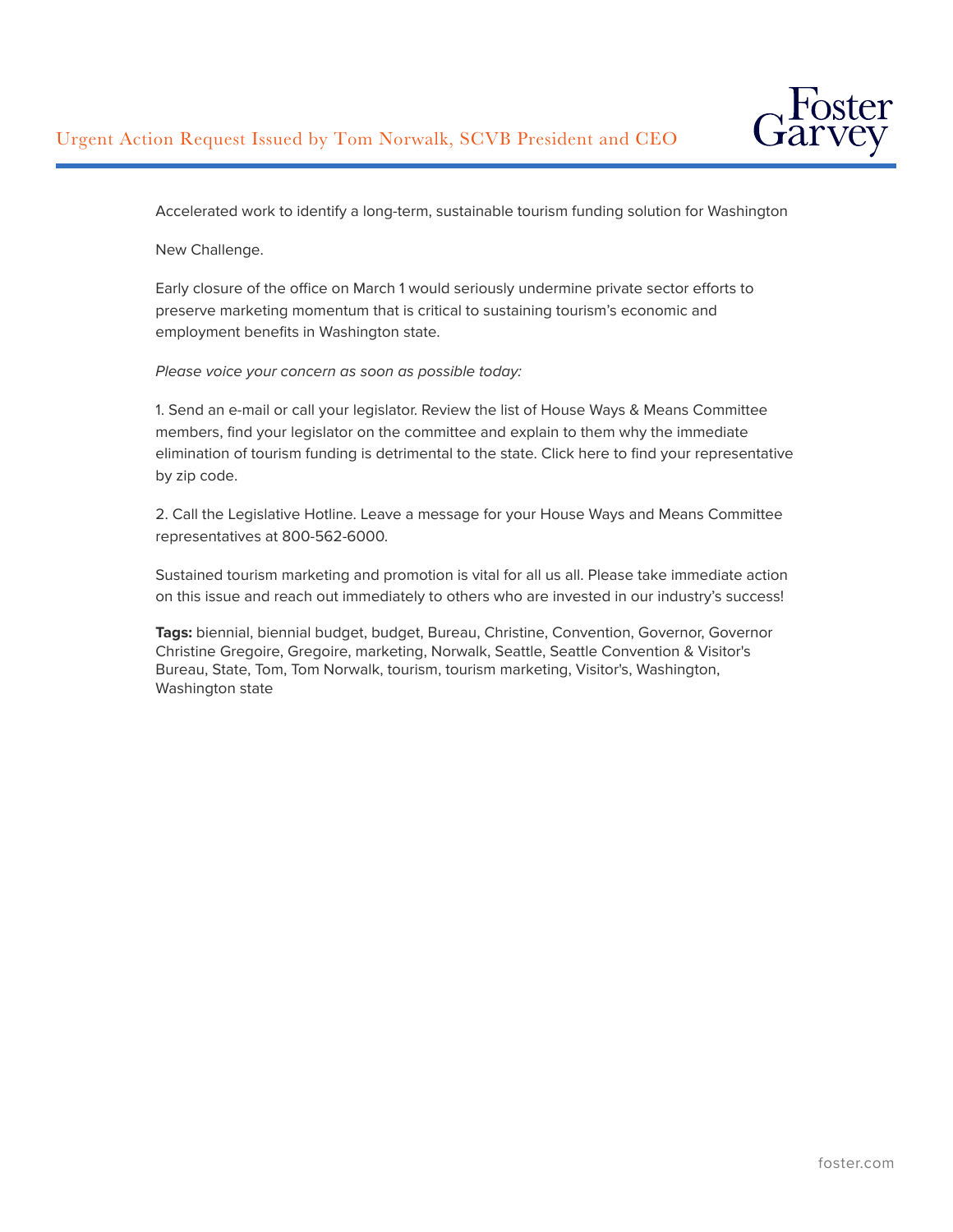Accelerated work to identify a long-term, sustainable tourism funding solution for Washington

New Challenge.

Early closure of the office on March 1 would seriously undermine private sector efforts to preserve marketing momentum that is critical to sustaining tourism's economic and employment benefits in Washington state.

*Please voice your concern as soon as possible today:*

1. Send an e-mail or call your legislator. Review the list of House Ways & Means Committee members, find your legislator on the committee and explain to them why the immediate elimination of tourism funding is detrimental to the state. Click here to find your representative by zip code.

2. Call the Legislative Hotline. Leave a message for your House Ways and Means Committee representatives at 800-562-6000.

Sustained tourism marketing and promotion is vital for all us all. Please take immediate action on this issue and reach out immediately to others who are invested in our industry's success!

**Tags:** biennial, biennial budget, budget, Bureau, Christine, Convention, Governor, Governor Christine Gregoire, Gregoire, marketing, Norwalk, Seattle, Seattle Convention & Visitor's Bureau, State, Tom, Tom Norwalk, tourism, tourism marketing, Visitor's, Washington, Washington state